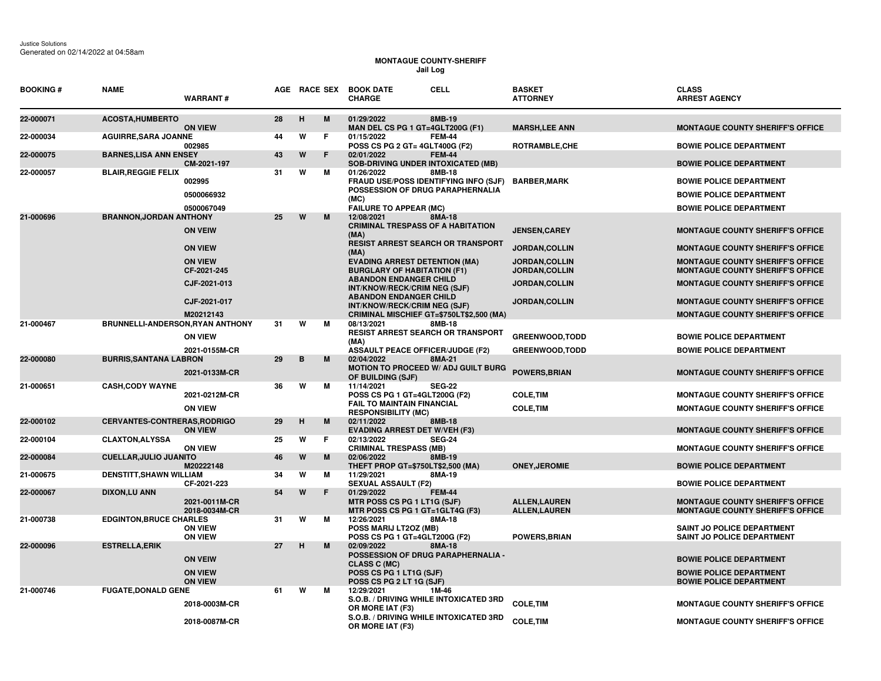Justice Solutions
Generated on 02/14/2022 at 04:58am

# MONTAGUE COUNTY-SHERIFF
## Jail Log

| BOOKING # | NAME / WARRANT # | AGE | RACE | SEX | BOOK DATE / CHARGE | CELL | BASKET / ATTORNEY | CLASS / ARREST AGENCY |
|---|---|---|---|---|---|---|---|---|
| 22-000071 | ACOSTA,HUMBERTO | 28 | H | M | 01/29/2022 | 8MB-19 | | |
| | ON VIEW | | | | MAN DEL CS PG 1 GT=4GLT200G (F1) | | MARSH,LEE ANN | MONTAGUE COUNTY SHERIFF'S OFFICE |
| 22-000034 | AGUIRRE,SARA JOANNE | 44 | W | F | 01/15/2022 | FEM-44 | | |
| | 002985 | | | | POSS CS PG 2 GT= 4GLT400G (F2) | | ROTRAMBLE,CHE | BOWIE POLICE DEPARTMENT |
| 22-000075 | BARNES,LISA ANN ENSEY | 43 | W | F | 02/01/2022 | FEM-44 | | |
| | CM-2021-197 | | | | SOB-DRIVING UNDER INTOXICATED (MB) | | | BOWIE POLICE DEPARTMENT |
| 22-000057 | BLAIR,REGGIE FELIX | 31 | W | M | 01/26/2022 | 8MB-18 | | |
| | 002995 | | | | FRAUD USE/POSS IDENTIFYING INFO (SJF) | | BARBER,MARK | BOWIE POLICE DEPARTMENT |
| | 0500066932 | | | | POSSESSION OF DRUG PARAPHERNALIA (MC) | | | BOWIE POLICE DEPARTMENT |
| | 0500067049 | | | | FAILURE TO APPEAR (MC) | | | BOWIE POLICE DEPARTMENT |
| 21-000696 | BRANNON,JORDAN ANTHONY | 25 | W | M | 12/08/2021 | 8MA-18 | | |
| | ON VEIW | | | | CRIMINAL TRESPASS OF A HABITATION (MA) | | JENSEN,CAREY | MONTAGUE COUNTY SHERIFF'S OFFICE |
| | ON VIEW | | | | RESIST ARREST SEARCH OR TRANSPORT (MA) | | JORDAN,COLLIN | MONTAGUE COUNTY SHERIFF'S OFFICE |
| | ON VIEW | | | | EVADING ARREST DETENTION (MA) | | JORDAN,COLLIN | MONTAGUE COUNTY SHERIFF'S OFFICE |
| | CF-2021-245 | | | | BURGLARY OF HABITATION (F1) | | JORDAN,COLLIN | MONTAGUE COUNTY SHERIFF'S OFFICE |
| | CJF-2021-013 | | | | ABANDON ENDANGER CHILD INT/KNOW/RECK/CRIM NEG (SJF) | | JORDAN,COLLIN | MONTAGUE COUNTY SHERIFF'S OFFICE |
| | CJF-2021-017 | | | | ABANDON ENDANGER CHILD INT/KNOW/RECK/CRIM NEG (SJF) | | JORDAN,COLLIN | MONTAGUE COUNTY SHERIFF'S OFFICE |
| | M20212143 | | | | CRIMINAL MISCHIEF GT=$750LT$2,500 (MA) | | | MONTAGUE COUNTY SHERIFF'S OFFICE |
| 21-000467 | BRUNNELLI-ANDERSON,RYAN ANTHONY | 31 | W | M | 08/13/2021 | 8MB-18 | | |
| | ON VIEW | | | | RESIST ARREST SEARCH OR TRANSPORT (MA) | | GREENWOOD,TODD | BOWIE POLICE DEPARTMENT |
| | 2021-0155M-CR | | | | ASSAULT PEACE OFFICER/JUDGE (F2) | | GREENWOOD,TODD | BOWIE POLICE DEPARTMENT |
| 22-000080 | BURRIS,SANTANA LABRON | 29 | B | M | 02/04/2022 | 8MA-21 | | |
| | 2021-0133M-CR | | | | MOTION TO PROCEED W/ ADJ GUILT BURG OF BUILDING (SJF) | | POWERS,BRIAN | MONTAGUE COUNTY SHERIFF'S OFFICE |
| 21-000651 | CASH,CODY WAYNE | 36 | W | M | 11/14/2021 | SEG-22 | | |
| | 2021-0212M-CR | | | | POSS CS PG 1 GT=4GLT200G (F2) | | COLE,TIM | MONTAGUE COUNTY SHERIFF'S OFFICE |
| | ON VIEW | | | | FAIL TO MAINTAIN FINANCIAL RESPONSIBILITY (MC) | | COLE,TIM | MONTAGUE COUNTY SHERIFF'S OFFICE |
| 22-000102 | CERVANTES-CONTRERAS,RODRIGO | 29 | H | M | 02/11/2022 | 8MB-18 | | |
| | ON VIEW | | | | EVADING ARREST DET W/VEH (F3) | | | MONTAGUE COUNTY SHERIFF'S OFFICE |
| 22-000104 | CLAXTON,ALYSSA | 25 | W | F | 02/13/2022 | SEG-24 | | |
| | ON VIEW | | | | CRIMINAL TRESPASS (MB) | | | MONTAGUE COUNTY SHERIFF'S OFFICE |
| 22-000084 | CUELLAR,JULIO JUANITO | 46 | W | M | 02/06/2022 | 8MB-19 | | |
| | M20222148 | | | | THEFT PROP GT=$750LT$2,500 (MA) | | ONEY,JEROMIE | BOWIE POLICE DEPARTMENT |
| 21-000675 | DENSTITT,SHAWN WILLIAM | 34 | W | M | 11/29/2021 | 8MA-19 | | |
| | CF-2021-223 | | | | SEXUAL ASSAULT (F2) | | | BOWIE POLICE DEPARTMENT |
| 22-000067 | DIXON,LU ANN | 54 | W | F | 01/29/2022 | FEM-44 | | |
| | 2021-0011M-CR | | | | MTR POSS CS PG 1 LT1G (SJF) | | ALLEN,LAUREN | MONTAGUE COUNTY SHERIFF'S OFFICE |
| | 2018-0034M-CR | | | | MTR POSS CS PG 1 GT=1GLT4G (F3) | | ALLEN,LAUREN | MONTAGUE COUNTY SHERIFF'S OFFICE |
| 21-000738 | EDGINTON,BRUCE CHARLES | 31 | W | M | 12/26/2021 | 8MA-18 | | |
| | ON VIEW | | | | POSS MARIJ LT2OZ (MB) | | | SAINT JO POLICE DEPARTMENT |
| | ON VIEW | | | | POSS CS PG 1 GT=4GLT200G (F2) | | POWERS,BRIAN | SAINT JO POLICE DEPARTMENT |
| 22-000096 | ESTRELLA,ERIK | 27 | H | M | 02/09/2022 | 8MA-18 | | |
| | ON VEIW | | | | POSSESSION OF DRUG PARAPHERNALIA - CLASS C (MC) | | | BOWIE POLICE DEPARTMENT |
| | ON VIEW | | | | POSS CS PG 1 LT1G (SJF) | | | BOWIE POLICE DEPARTMENT |
| | ON VIEW | | | | POSS CS PG 2 LT 1G (SJF) | | | BOWIE POLICE DEPARTMENT |
| 21-000746 | FUGATE,DONALD GENE | 61 | W | M | 12/29/2021 | 1M-46 | | |
| | 2018-0003M-CR | | | | S.O.B. / DRIVING WHILE INTOXICATED 3RD OR MORE IAT (F3) | | COLE,TIM | MONTAGUE COUNTY SHERIFF'S OFFICE |
| | 2018-0087M-CR | | | | S.O.B. / DRIVING WHILE INTOXICATED 3RD OR MORE IAT (F3) | | COLE,TIM | MONTAGUE COUNTY SHERIFF'S OFFICE |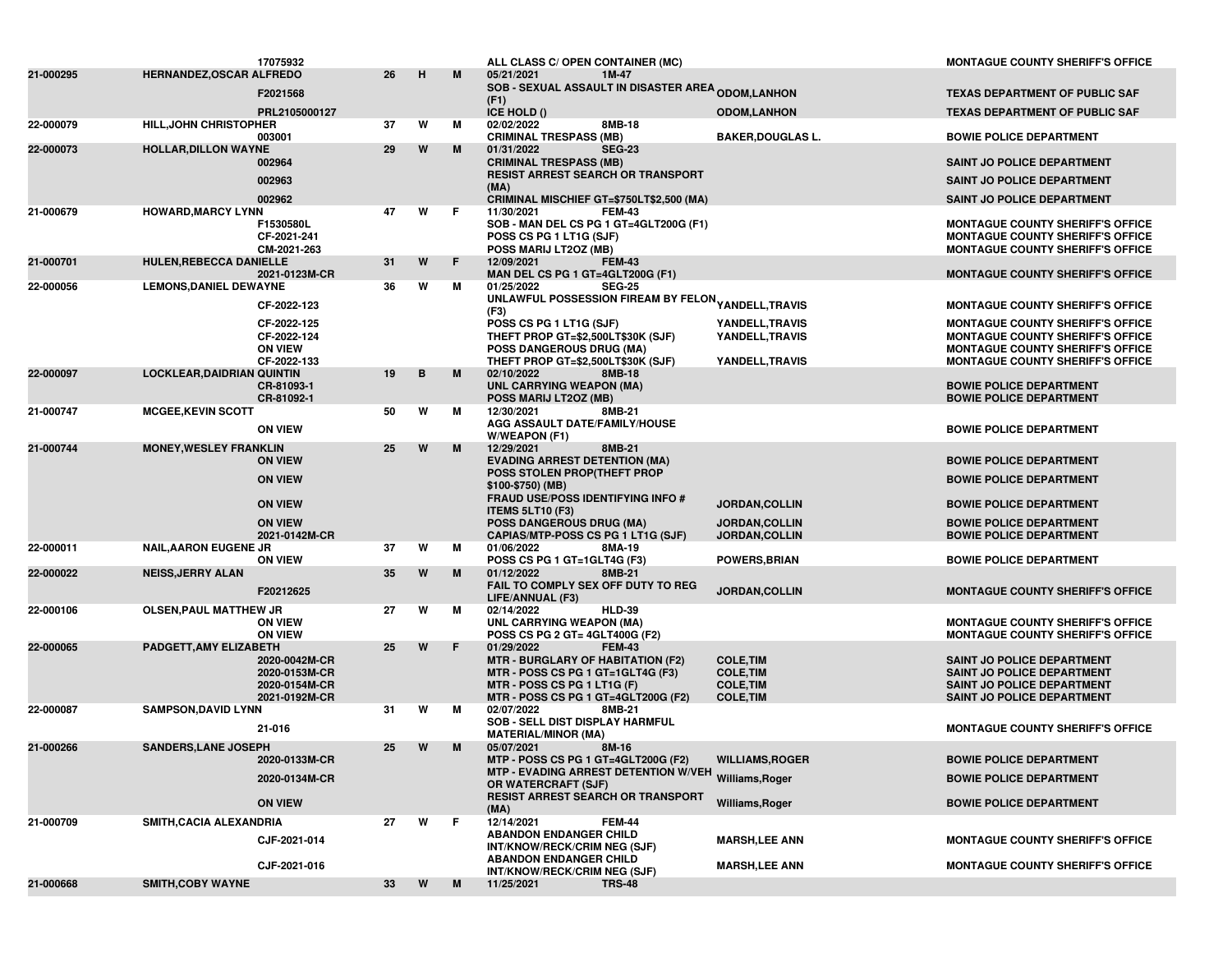| | | | | | | | |
|---|---|---|---|---|---|---|---|
| | 17075932 | | | | ALL CLASS C/ OPEN CONTAINER (MC) | | MONTAGUE COUNTY SHERIFF'S OFFICE |
| 21-000295 | HERNANDEZ,OSCAR ALFREDO | 26 | H | M | 05/21/2021 1M-47 | | |
| | F2021568 | | | | SOB - SEXUAL ASSAULT IN DISASTER AREA (F1) | ODOM,LANHON | TEXAS DEPARTMENT OF PUBLIC SAF |
| | PRL2105000127 | | | | ICE HOLD () | ODOM,LANHON | TEXAS DEPARTMENT OF PUBLIC SAF |
| 22-000079 | HILL,JOHN CHRISTOPHER | 37 | W | M | 02/02/2022 8MB-18 | | |
| | 003001 | | | | CRIMINAL TRESPASS (MB) | BAKER,DOUGLAS L. | BOWIE POLICE DEPARTMENT |
| 22-000073 | HOLLAR,DILLON WAYNE | 29 | W | M | 01/31/2022 SEG-23 | | |
| | 002964 | | | | CRIMINAL TRESPASS (MB) | | SAINT JO POLICE DEPARTMENT |
| | 002963 | | | | RESIST ARREST SEARCH OR TRANSPORT (MA) | | SAINT JO POLICE DEPARTMENT |
| | 002962 | | | | CRIMINAL MISCHIEF GT=$750LT$2,500 (MA) | | SAINT JO POLICE DEPARTMENT |
| 21-000679 | HOWARD,MARCY LYNN | 47 | W | F | 11/30/2021 FEM-43 | | |
| | F1530580L | | | | SOB - MAN DEL CS PG 1 GT=4GLT200G (F1) | | MONTAGUE COUNTY SHERIFF'S OFFICE |
| | CF-2021-241 | | | | POSS CS PG 1 LT1G (SJF) | | MONTAGUE COUNTY SHERIFF'S OFFICE |
| | CM-2021-263 | | | | POSS MARIJ LT2OZ (MB) | | MONTAGUE COUNTY SHERIFF'S OFFICE |
| 21-000701 | HULEN,REBECCA DANIELLE | 31 | W | F | 12/09/2021 FEM-43 | | |
| | 2021-0123M-CR | | | | MAN DEL CS PG 1 GT=4GLT200G (F1) | | MONTAGUE COUNTY SHERIFF'S OFFICE |
| 22-000056 | LEMONS,DANIEL DEWAYNE | 36 | W | M | 01/25/2022 SEG-25 | | |
| | CF-2022-123 | | | | UNLAWFUL POSSESSION FIREAM BY FELON (F3) | YANDELL,TRAVIS | MONTAGUE COUNTY SHERIFF'S OFFICE |
| | CF-2022-125 | | | | POSS CS PG 1 LT1G (SJF) | YANDELL,TRAVIS | MONTAGUE COUNTY SHERIFF'S OFFICE |
| | CF-2022-124 | | | | THEFT PROP GT=$2,500LT$30K (SJF) | YANDELL,TRAVIS | MONTAGUE COUNTY SHERIFF'S OFFICE |
| | ON VIEW | | | | POSS DANGEROUS DRUG (MA) | | MONTAGUE COUNTY SHERIFF'S OFFICE |
| | CF-2022-133 | | | | THEFT PROP GT=$2,500LT$30K (SJF) | YANDELL,TRAVIS | MONTAGUE COUNTY SHERIFF'S OFFICE |
| 22-000097 | LOCKLEAR,DAIDRIAN QUINTIN | 19 | B | M | 02/10/2022 8MB-18 | | |
| | CR-81093-1 | | | | UNL CARRYING WEAPON (MA) | | BOWIE POLICE DEPARTMENT |
| | CR-81092-1 | | | | POSS MARIJ LT2OZ (MB) | | BOWIE POLICE DEPARTMENT |
| 21-000747 | MCGEE,KEVIN SCOTT | 50 | W | M | 12/30/2021 8MB-21 | | |
| | ON VIEW | | | | AGG ASSAULT DATE/FAMILY/HOUSE W/WEAPON (F1) | | BOWIE POLICE DEPARTMENT |
| 21-000744 | MONEY,WESLEY FRANKLIN | 25 | W | M | 12/29/2021 8MB-21 | | |
| | ON VIEW | | | | EVADING ARREST DETENTION (MA) | | BOWIE POLICE DEPARTMENT |
| | ON VIEW | | | | POSS STOLEN PROP(THEFT PROP $100-$750) (MB) | | BOWIE POLICE DEPARTMENT |
| | ON VIEW | | | | FRAUD USE/POSS IDENTIFYING INFO # ITEMS 5LT10 (F3) | JORDAN,COLLIN | BOWIE POLICE DEPARTMENT |
| | ON VIEW | | | | POSS DANGEROUS DRUG (MA) | JORDAN,COLLIN | BOWIE POLICE DEPARTMENT |
| | 2021-0142M-CR | | | | CAPIAS/MTP-POSS CS PG 1 LT1G (SJF) | JORDAN,COLLIN | BOWIE POLICE DEPARTMENT |
| 22-000011 | NAIL,AARON EUGENE JR | 37 | W | M | 01/06/2022 8MA-19 | | |
| | ON VIEW | | | | POSS CS PG 1 GT=1GLT4G (F3) | POWERS,BRIAN | BOWIE POLICE DEPARTMENT |
| 22-000022 | NEISS,JERRY ALAN | 35 | W | M | 01/12/2022 8MB-21 | | |
| | F20212625 | | | | FAIL TO COMPLY SEX OFF DUTY TO REG LIFE/ANNUAL (F3) | JORDAN,COLLIN | MONTAGUE COUNTY SHERIFF'S OFFICE |
| 22-000106 | OLSEN,PAUL MATTHEW JR | 27 | W | M | 02/14/2022 HLD-39 | | |
| | ON VIEW | | | | UNL CARRYING WEAPON (MA) | | MONTAGUE COUNTY SHERIFF'S OFFICE |
| | ON VIEW | | | | POSS CS PG 2 GT= 4GLT400G (F2) | | MONTAGUE COUNTY SHERIFF'S OFFICE |
| 22-000065 | PADGETT,AMY ELIZABETH | 25 | W | F | 01/29/2022 FEM-43 | | |
| | 2020-0042M-CR | | | | MTR - BURGLARY OF HABITATION (F2) | COLE,TIM | SAINT JO POLICE DEPARTMENT |
| | 2020-0153M-CR | | | | MTR - POSS CS PG 1 GT=1GLT4G (F3) | COLE,TIM | SAINT JO POLICE DEPARTMENT |
| | 2020-0154M-CR | | | | MTR - POSS CS PG 1 LT1G (F) | COLE,TIM | SAINT JO POLICE DEPARTMENT |
| | 2021-0192M-CR | | | | MTR - POSS CS PG 1 GT=4GLT200G (F2) | COLE,TIM | SAINT JO POLICE DEPARTMENT |
| 22-000087 | SAMPSON,DAVID LYNN | 31 | W | M | 02/07/2022 8MB-21 | | |
| | 21-016 | | | | SOB - SELL DIST DISPLAY HARMFUL MATERIAL/MINOR (MA) | | MONTAGUE COUNTY SHERIFF'S OFFICE |
| 21-000266 | SANDERS,LANE JOSEPH | 25 | W | M | 05/07/2021 8M-16 | | |
| | 2020-0133M-CR | | | | MTP - POSS CS PG 1 GT=4GLT200G (F2) | WILLIAMS,ROGER | BOWIE POLICE DEPARTMENT |
| | 2020-0134M-CR | | | | MTP - EVADING ARREST DETENTION W/VEH OR WATERCRAFT (SJF) | Williams,Roger | BOWIE POLICE DEPARTMENT |
| | ON VIEW | | | | RESIST ARREST SEARCH OR TRANSPORT (MA) | Williams,Roger | BOWIE POLICE DEPARTMENT |
| 21-000709 | SMITH,CACIA ALEXANDRIA | 27 | W | F | 12/14/2021 FEM-44 | | |
| | CJF-2021-014 | | | | ABANDON ENDANGER CHILD INT/KNOW/RECK/CRIM NEG (SJF) | MARSH,LEE ANN | MONTAGUE COUNTY SHERIFF'S OFFICE |
| | CJF-2021-016 | | | | ABANDON ENDANGER CHILD INT/KNOW/RECK/CRIM NEG (SJF) | MARSH,LEE ANN | MONTAGUE COUNTY SHERIFF'S OFFICE |
| 21-000668 | SMITH,COBY WAYNE | 33 | W | M | 11/25/2021 TRS-48 | | |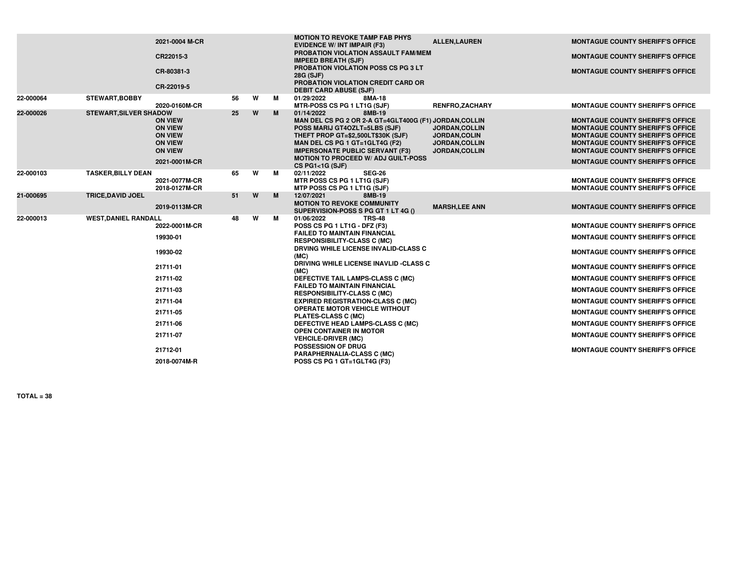| | | | | | | | | |
|---|---|---|---|---|---|---|---|---|
| | | 2021-0004 M-CR | | | | MOTION TO REVOKE TAMP FAB PHYS EVIDENCE W/ INT IMPAIR (F3) | ALLEN,LAUREN | MONTAGUE COUNTY SHERIFF'S OFFICE |
| | | CR22015-3 | | | | PROBATION VIOLATION ASSAULT FAM/MEM IMPEED BREATH (SJF) | | MONTAGUE COUNTY SHERIFF'S OFFICE |
| | | CR-80381-3 | | | | PROBATION VIOLATION POSS CS PG 3 LT 28G (SJF) | | MONTAGUE COUNTY SHERIFF'S OFFICE |
| | | CR-22019-5 | | | | PROBATION VIOLATION CREDIT CARD OR DEBIT CARD ABUSE (SJF) | | |
| 22-000064 | STEWART,BOBBY | | 56 | W | M | 01/29/2022 8MA-18 | | |
| | | 2020-0160M-CR | | | | MTR-POSS CS PG 1 LT1G (SJF) | RENFRO,ZACHARY | MONTAGUE COUNTY SHERIFF'S OFFICE |
| 22-000026 | STEWART,SILVER SHADOW | | 25 | W | M | 01/14/2022 8MB-19 | | |
| | | ON VIEW | | | | MAN DEL CS PG 2 OR 2-A GT=4GLT400G (F1) | JORDAN,COLLIN | MONTAGUE COUNTY SHERIFF'S OFFICE |
| | | ON VIEW | | | | POSS MARIJ GT4OZLT=5LBS (SJF) | JORDAN,COLLIN | MONTAGUE COUNTY SHERIFF'S OFFICE |
| | | ON VIEW | | | | THEFT PROP GT=$2,500LT$30K (SJF) | JORDAN,COLIN | MONTAGUE COUNTY SHERIFF'S OFFICE |
| | | ON VIEW | | | | MAN DEL CS PG 1 GT=1GLT4G (F2) | JORDAN,COLLIN | MONTAGUE COUNTY SHERIFF'S OFFICE |
| | | ON VIEW | | | | IMPERSONATE PUBLIC SERVANT (F3) | JORDAN,COLLIN | MONTAGUE COUNTY SHERIFF'S OFFICE |
| | | 2021-0001M-CR | | | | MOTION TO PROCEED W/ ADJ GUILT-POSS CS PG1<1G (SJF) | | MONTAGUE COUNTY SHERIFF'S OFFICE |
| 22-000103 | TASKER,BILLY DEAN | | 65 | W | M | 02/11/2022 SEG-26 | | |
| | | 2021-0077M-CR | | | | MTR POSS CS PG 1 LT1G (SJF) | | MONTAGUE COUNTY SHERIFF'S OFFICE |
| | | 2018-0127M-CR | | | | MTP POSS CS PG 1 LT1G (SJF) | | MONTAGUE COUNTY SHERIFF'S OFFICE |
| 21-000695 | TRICE,DAVID JOEL | | 51 | W | M | 12/07/2021 8MB-19 | | |
| | | 2019-0113M-CR | | | | MOTION TO REVOKE COMMUNITY SUPERVISION-POSS S PG GT 1 LT 4G () | MARSH,LEE ANN | MONTAGUE COUNTY SHERIFF'S OFFICE |
| 22-000013 | WEST,DANIEL RANDALL | | 48 | W | M | 01/06/2022 TRS-48 | | |
| | | 2022-0001M-CR | | | | POSS CS PG 1 LT1G - DFZ (F3) | | MONTAGUE COUNTY SHERIFF'S OFFICE |
| | | 19930-01 | | | | FAILED TO MAINTAIN FINANCIAL RESPONSIBILITY-CLASS C (MC) | | MONTAGUE COUNTY SHERIFF'S OFFICE |
| | | 19930-02 | | | | DRVING WHILE LICENSE INVALID-CLASS C (MC) | | MONTAGUE COUNTY SHERIFF'S OFFICE |
| | | 21711-01 | | | | DRIVING WHILE LICENSE INAVLID -CLASS C (MC) | | MONTAGUE COUNTY SHERIFF'S OFFICE |
| | | 21711-02 | | | | DEFECTIVE TAIL LAMPS-CLASS C (MC) | | MONTAGUE COUNTY SHERIFF'S OFFICE |
| | | 21711-03 | | | | FAILED TO MAINTAIN FINANCIAL RESPONSIBILITY-CLASS C (MC) | | MONTAGUE COUNTY SHERIFF'S OFFICE |
| | | 21711-04 | | | | EXPIRED REGISTRATION-CLASS C (MC) | | MONTAGUE COUNTY SHERIFF'S OFFICE |
| | | 21711-05 | | | | OPERATE MOTOR VEHICLE WITHOUT PLATES-CLASS C (MC) | | MONTAGUE COUNTY SHERIFF'S OFFICE |
| | | 21711-06 | | | | DEFECTIVE HEAD LAMPS-CLASS C (MC) | | MONTAGUE COUNTY SHERIFF'S OFFICE |
| | | 21711-07 | | | | OPEN CONTAINER IN MOTOR VEHCILE-DRIVER (MC) | | MONTAGUE COUNTY SHERIFF'S OFFICE |
| | | 21712-01 | | | | POSSESSION OF DRUG PARAPHERNALIA-CLASS C (MC) | | MONTAGUE COUNTY SHERIFF'S OFFICE |
| | | 2018-0074M-R | | | | POSS CS PG 1 GT=1GLT4G (F3) | | |

**TOTAL = 38**